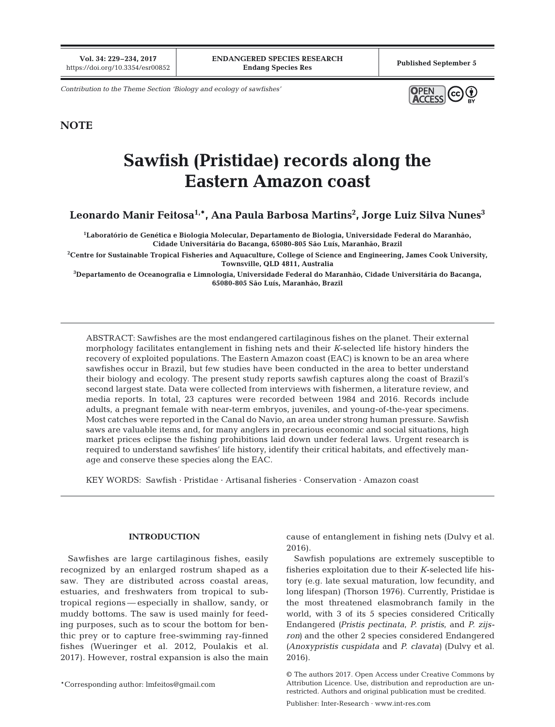Contribution to the Theme Section 'Biology and ecology of sawfishes'

**NOTE**

# Sawfish (Pristidae) records along the Eastern Amazon coast

**Leonardo Manir Feitosa[1,*], Ana Paula Barbosa Martins[2], Jorge Luiz Silva Nunes[3]**

[1]Laboratório de Genética e Biologia Molecular, Departamento de Biologia, Universidade Federal do Maranhão, Cidade Universitária do Bacanga, 65080-805 São Luís, Maranhão, Brazil

[2]Centre for Sustainable Tropical Fisheries and Aquaculture, College of Science and Engineering, James Cook University, Townsville, QLD 4811, Australia

[3]Departamento de Oceanografia e Limnologia, Universidade Federal do Maranhão, Cidade Universitária do Bacanga, 65080-805 São Luís, Maranhão, Brazil

ABSTRACT: Sawfishes are the most endangered cartilaginous fishes on the planet. Their external morphology facilitates entanglement in fishing nets and their *K*-selected life history hinders the recovery of exploited populations. The Eastern Amazon coast (EAC) is known to be an area where sawfishes occur in Brazil, but few studies have been conducted in the area to better understand their biology and ecology. The present study reports sawfish captures along the coast of Brazil's second largest state. Data were collected from interviews with fishermen, a literature review, and media reports. In total, 23 captures were recorded between 1984 and 2016. Records include adults, a pregnant female with near-term embryos, juveniles, and young-of-the-year specimens. Most catches were reported in the Canal do Navio, an area under strong human pressure. Sawfish saws are valuable items and, for many anglers in precarious economic and social situations, high market prices eclipse the fishing prohibitions laid down under federal laws. Urgent research is required to understand sawfishes' life history, identify their critical habitats, and effectively manage and conserve these species along the EAC.

KEY WORDS: Sawfish · Pristidae · Artisanal fisheries · Conservation · Amazon coast

## INTRODUCTION

Sawfishes are large cartilaginous fishes, easily recognized by an enlarged rostrum shaped as a saw. They are distributed across coastal areas, estuaries, and freshwaters from tropical to subtropical regions — especially in shallow, sandy, or muddy bottoms. The saw is used mainly for feeding purposes, such as to scour the bottom for benthic prey or to capture free-swimming ray-finned fishes (Wueringer et al. 2012, Poulakis et al. 2017). However, rostral expansion is also the main cause of entanglement in fishing nets (Dulvy et al. 2016).

Sawfish populations are extremely susceptible to fisheries exploitation due to their *K*-selected life history (e.g. late sexual maturation, low fecundity, and long lifespan) (Thorson 1976). Currently, Pristidae is the most threatened elasmobranch family in the world, with 3 of its 5 species considered Critically Endangered (*Pristis pectinata*, *P. pristis*, and *P. zijsron*) and the other 2 species considered Endangered (*Anoxypristis cuspidata* and *P. clavata*) (Dulvy et al. 2016).

*Corresponding author: lmfeitos@gmail.com

© The authors 2017. Open Access under Creative Commons by Attribution Licence. Use, distribution and reproduction are unrestricted. Authors and original publication must be credited.

Publisher: Inter-Research · www.int-res.com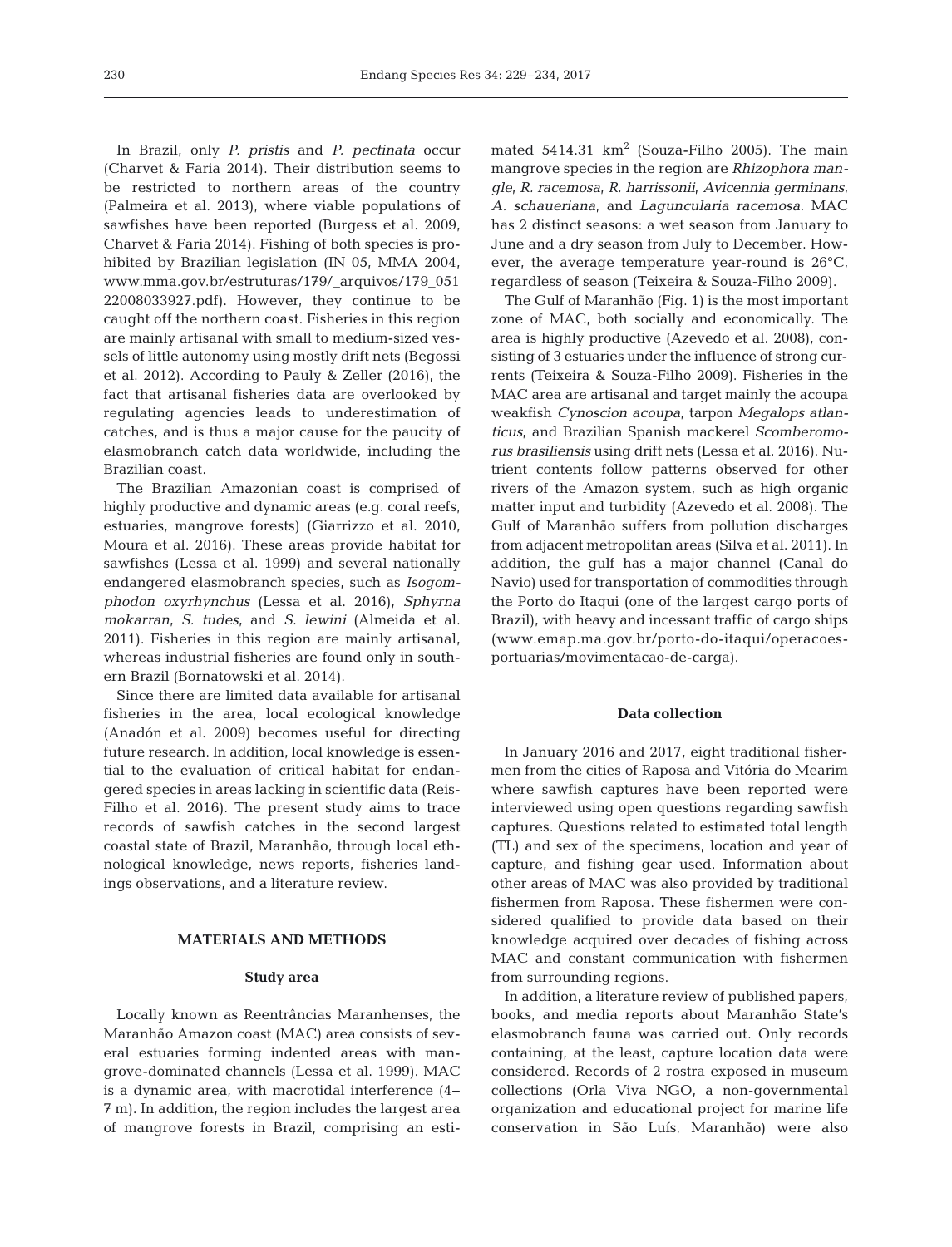In Brazil, only *P. pristis* and *P. pectinata* occur (Charvet & Faria 2014). Their distribution seems to be restricted to northern areas of the country (Palmeira et al. 2013), where viable populations of sawfishes have been reported (Burgess et al. 2009, Charvet & Faria 2014). Fishing of both species is prohibited by Brazilian legislation (IN 05, MMA 2004, www.mma.gov.br/estruturas/179/_arquivos/179_05122008033927.pdf). However, they continue to be caught off the northern coast. Fisheries in this region are mainly artisanal with small to medium-sized vessels of little autonomy using mostly drift nets (Begossi et al. 2012). According to Pauly & Zeller (2016), the fact that artisanal fisheries data are overlooked by regulating agencies leads to underestimation of catches, and is thus a major cause for the paucity of elasmobranch catch data worldwide, including the Brazilian coast.

The Brazilian Amazonian coast is comprised of highly productive and dynamic areas (e.g. coral reefs, estuaries, mangrove forests) (Giarrizzo et al. 2010, Moura et al. 2016). These areas provide habitat for sawfishes (Lessa et al. 1999) and several nationally endangered elasmobranch species, such as *Isogomphodon oxyrhynchus* (Lessa et al. 2016), *Sphyrna mokarran*, *S. tudes*, and *S. lewini* (Almeida et al. 2011). Fisheries in this region are mainly artisanal, whereas industrial fisheries are found only in southern Brazil (Bornatowski et al. 2014).

Since there are limited data available for artisanal fisheries in the area, local ecological knowledge (Anadón et al. 2009) becomes useful for directing future research. In addition, local knowledge is essential to the evaluation of critical habitat for endangered species in areas lacking in scientific data (Reis-Filho et al. 2016). The present study aims to trace records of sawfish catches in the second largest coastal state of Brazil, Maranhão, through local ethnological knowledge, news reports, fisheries landings observations, and a literature review.

## MATERIALS AND METHODS

### Study area

Locally known as Reentrâncias Maranhenses, the Maranhão Amazon coast (MAC) area consists of several estuaries forming indented areas with mangrove-dominated channels (Lessa et al. 1999). MAC is a dynamic area, with macrotidal interference (4–7 m). In addition, the region includes the largest area of mangrove forests in Brazil, comprising an estimated 5414.31 km$^2$ (Souza-Filho 2005). The main mangrove species in the region are *Rhizophora mangle*, *R. racemosa*, *R. harrissonii*, *Avicennia germinans*, *A. schaueriana*, and *Laguncularia racemosa*. MAC has 2 distinct seasons: a wet season from January to June and a dry season from July to December. However, the average temperature year-round is 26°C, regardless of season (Teixeira & Souza-Filho 2009).

The Gulf of Maranhão (Fig. 1) is the most important zone of MAC, both socially and economically. The area is highly productive (Azevedo et al. 2008), consisting of 3 estuaries under the influence of strong currents (Teixeira & Souza-Filho 2009). Fisheries in the MAC area are artisanal and target mainly the acoupa weakfish *Cynoscion acoupa*, tarpon *Megalops atlanticus*, and Brazilian Spanish mackerel *Scomberomorus brasiliensis* using drift nets (Lessa et al. 2016). Nutrient contents follow patterns observed for other rivers of the Amazon system, such as high organic matter input and turbidity (Azevedo et al. 2008). The Gulf of Maranhão suffers from pollution discharges from adjacent metropolitan areas (Silva et al. 2011). In addition, the gulf has a major channel (Canal do Navio) used for transportation of commodities through the Porto do Itaqui (one of the largest cargo ports of Brazil), with heavy and incessant traffic of cargo ships (www.emap.ma.gov.br/porto-do-itaqui/operacoes-portuarias/movimentacao-de-carga).

### Data collection

In January 2016 and 2017, eight traditional fishermen from the cities of Raposa and Vitória do Mearim where sawfish captures have been reported were interviewed using open questions regarding sawfish captures. Questions related to estimated total length (TL) and sex of the specimens, location and year of capture, and fishing gear used. Information about other areas of MAC was also provided by traditional fishermen from Raposa. These fishermen were considered qualified to provide data based on their knowledge acquired over decades of fishing across MAC and constant communication with fishermen from surrounding regions.

In addition, a literature review of published papers, books, and media reports about Maranhão State's elasmobranch fauna was carried out. Only records containing, at the least, capture location data were considered. Records of 2 rostra exposed in museum collections (Orla Viva NGO, a non-governmental organization and educational project for marine life conservation in São Luís, Maranhão) were also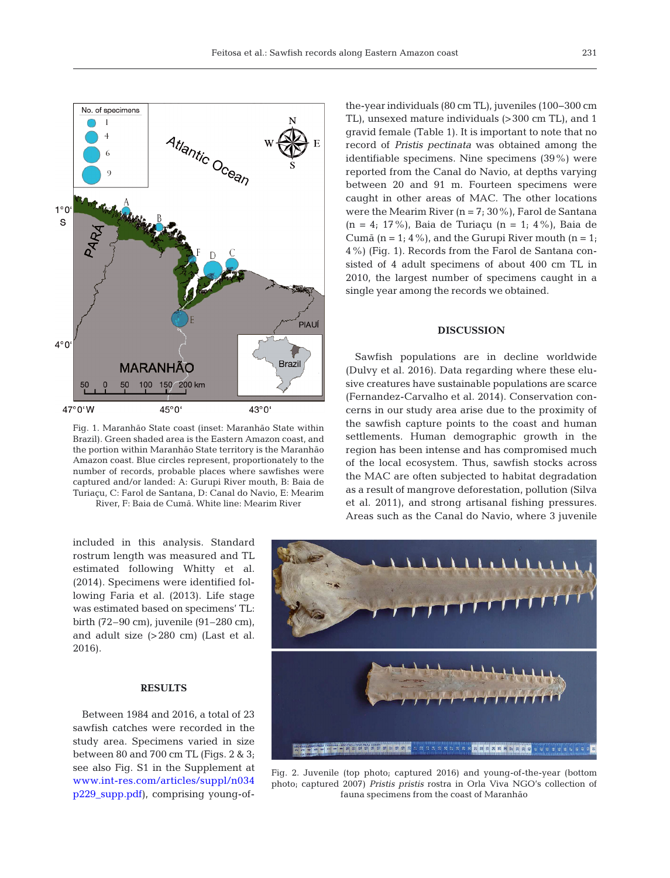Fig. 1. Maranhão State coast (inset: Maranhão State within Brazil). Green shaded area is the Eastern Amazon coast, and the portion within Maranhão State territory is the Maranhão Amazon coast. Blue circles represent, proportionately to the number of records, probable places where sawfishes were captured and/or landed: A: Gurupi River mouth, B: Baia de Turiaçu, C: Farol de Santana, D: Canal do Navio, E: Mearim River, F: Baia de Cumã. White line: Mearim River

included in this analysis. Standard rostrum length was measured and TL estimated following Whitty et al. (2014). Specimens were identified following Faria et al. (2013). Life stage was estimated based on specimens' TL: birth (72–90 cm), juvenile (91–280 cm), and adult size (>280 cm) (Last et al. 2016).

## RESULTS

Between 1984 and 2016, a total of 23 sawfish catches were recorded in the study area. Specimens varied in size between 80 and 700 cm TL (Figs. 2 & 3; see also Fig. S1 in the Supplement at www.int-res.com/articles/suppl/n034p229_supp.pdf), comprising young-of-the-year individuals (80 cm TL), juveniles (100–300 cm TL), unsexed mature individuals (>300 cm TL), and 1 gravid female (Table 1). It is important to note that no record of *Pristis pectinata* was obtained among the identifiable specimens. Nine specimens (39%) were reported from the Canal do Navio, at depths varying between 20 and 91 m. Fourteen specimens were caught in other areas of MAC. The other locations were the Mearim River (n = 7; 30%), Farol de Santana (n = 4; 17%), Baia de Turiaçu (n = 1; 4%), Baia de Cumã (n = 1; 4%), and the Gurupi River mouth (n = 1; 4%) (Fig. 1). Records from the Farol de Santana consisted of 4 adult specimens of about 400 cm TL in 2010, the largest number of specimens caught in a single year among the records we obtained.

## DISCUSSION

Sawfish populations are in decline worldwide (Dulvy et al. 2016). Data regarding where these elusive creatures have sustainable populations are scarce (Fernandez-Carvalho et al. 2014). Conservation concerns in our study area arise due to the proximity of the sawfish capture points to the coast and human settlements. Human demographic growth in the region has been intense and has compromised much of the local ecosystem. Thus, sawfish stocks across the MAC are often subjected to habitat degradation as a result of mangrove deforestation, pollution (Silva et al. 2011), and strong artisanal fishing pressures. Areas such as the Canal do Navio, where 3 juvenile

Fig. 2. Juvenile (top photo; captured 2016) and young-of-the-year (bottom photo; captured 2007) *Pristis pristis* rostra in Orla Viva NGO's collection of fauna specimens from the coast of Maranhão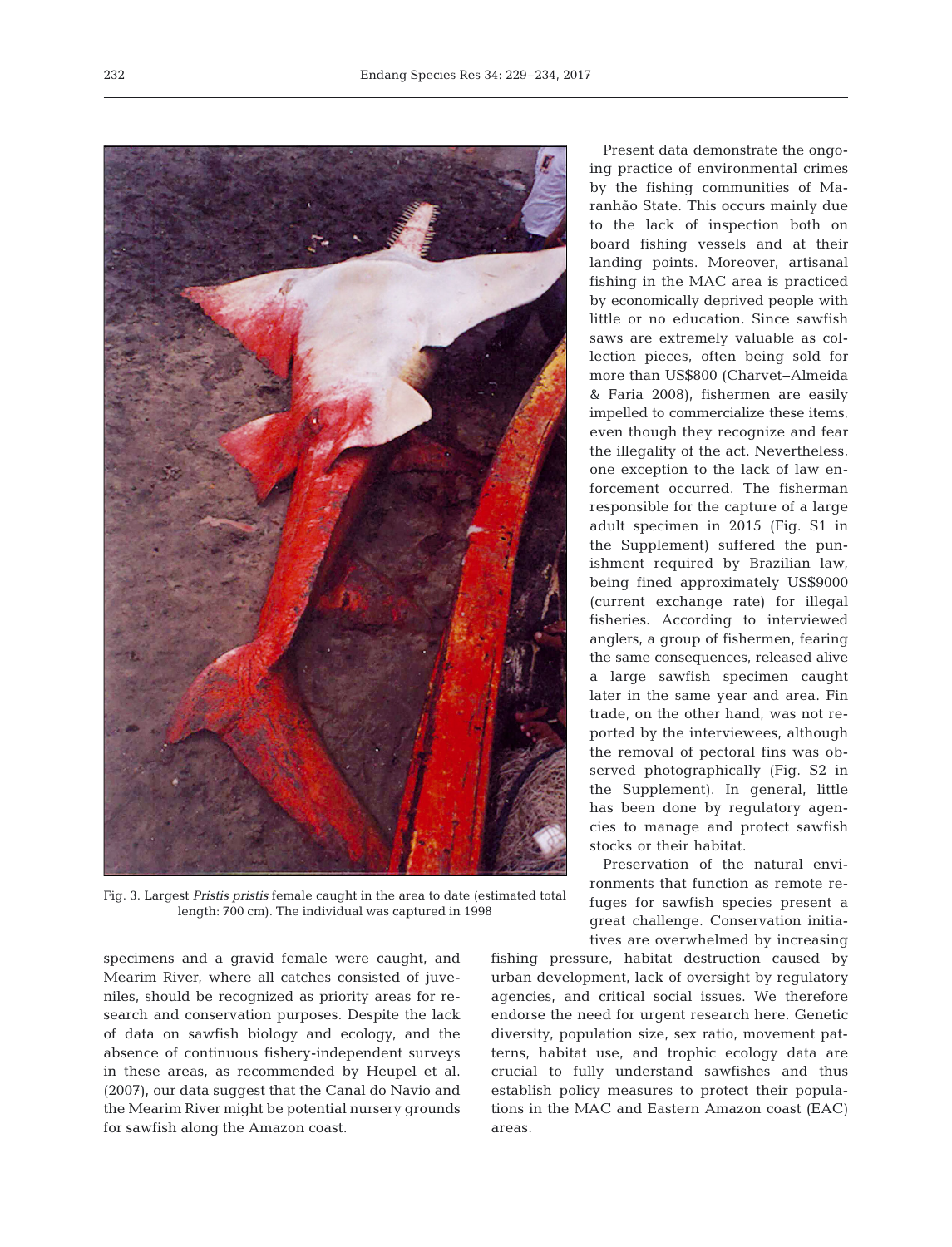Fig. 3. Largest *Pristis pristis* female caught in the area to date (estimated total length: 700 cm). The individual was captured in 1998

specimens and a gravid female were caught, and Mearim River, where all catches consisted of juveniles, should be recognized as priority areas for research and conservation purposes. Despite the lack of data on sawfish biology and ecology, and the absence of continuous fishery-independent surveys in these areas, as recommended by Heupel et al. (2007), our data suggest that the Canal do Navio and the Mearim River might be potential nursery grounds for sawfish along the Amazon coast.

Present data demonstrate the ongoing practice of environmental crimes by the fishing communities of Maranhão State. This occurs mainly due to the lack of inspection both on board fishing vessels and at their landing points. Moreover, artisanal fishing in the MAC area is practiced by economically deprived people with little or no education. Since sawfish saws are extremely valuable as collection pieces, often being sold for more than US$800 (Charvet-Almeida & Faria 2008), fishermen are easily impelled to commercialize these items, even though they recognize and fear the illegality of the act. Nevertheless, one exception to the lack of law enforcement occurred. The fisherman responsible for the capture of a large adult specimen in 2015 (Fig. S1 in the Supplement) suffered the punishment required by Brazilian law, being fined approximately US$9000 (current exchange rate) for illegal fisheries. According to interviewed anglers, a group of fishermen, fearing the same consequences, released alive a large sawfish specimen caught later in the same year and area. Fin trade, on the other hand, was not reported by the interviewees, although the removal of pectoral fins was observed photographically (Fig. S2 in the Supplement). In general, little has been done by regulatory agencies to manage and protect sawfish stocks or their habitat.

Preservation of the natural environments that function as remote refuges for sawfish species present a great challenge. Conservation initiatives are overwhelmed by increasing fishing pressure, habitat destruction caused by urban development, lack of oversight by regulatory agencies, and critical social issues. We therefore endorse the need for urgent research here. Genetic diversity, population size, sex ratio, movement patterns, habitat use, and trophic ecology data are crucial to fully understand sawfishes and thus establish policy measures to protect their populations in the MAC and Eastern Amazon coast (EAC) areas.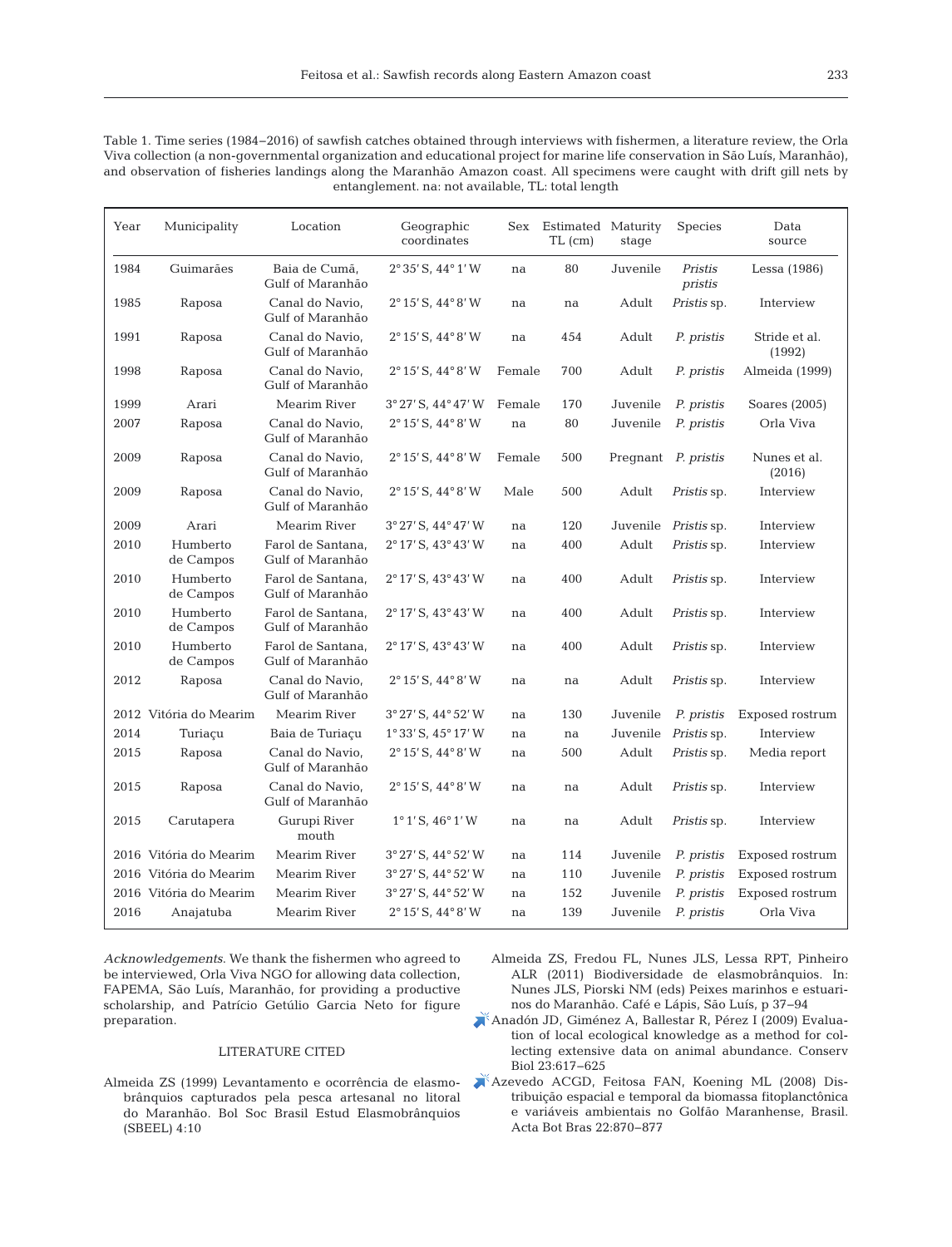Table 1. Time series (1984–2016) of sawfish catches obtained through interviews with fishermen, a literature review, the Orla Viva collection (a non-governmental organization and educational project for marine life conservation in São Luís, Maranhão), and observation of fisheries landings along the Maranhão Amazon coast. All specimens were caught with drift gill nets by entanglement. na: not available, TL: total length

| Year | Municipality | Location | Geographic coordinates | Sex | Estimated TL (cm) | Maturity stage | Species | Data source |
|---|---|---|---|---|---|---|---|---|
| 1984 | Guimarães | Baia de Cumã, Gulf of Maranhão | 2° 35′ S, 44° 1′ W | na | 80 | Juvenile | *Pristis pristis* | Lessa (1986) |
| 1985 | Raposa | Canal do Navio, Gulf of Maranhão | 2° 15′ S, 44° 8′ W | na | na | Adult | *Pristis* sp. | Interview |
| 1991 | Raposa | Canal do Navio, Gulf of Maranhão | 2° 15′ S, 44° 8′ W | na | 454 | Adult | *P. pristis* | Stride et al. (1992) |
| 1998 | Raposa | Canal do Navio, Gulf of Maranhão | 2° 15′ S, 44° 8′ W | Female | 700 | Adult | *P. pristis* | Almeida (1999) |
| 1999 | Arari | Mearim River | 3° 27′ S, 44° 47′ W | Female | 170 | Juvenile | *P. pristis* | Soares (2005) |
| 2007 | Raposa | Canal do Navio, Gulf of Maranhão | 2° 15′ S, 44° 8′ W | na | 80 | Juvenile | *P. pristis* | Orla Viva |
| 2009 | Raposa | Canal do Navio, Gulf of Maranhão | 2° 15′ S, 44° 8′ W | Female | 500 | Pregnant | *P. pristis* | Nunes et al. (2016) |
| 2009 | Raposa | Canal do Navio, Gulf of Maranhão | 2° 15′ S, 44° 8′ W | Male | 500 | Adult | *Pristis* sp. | Interview |
| 2009 | Arari | Mearim River | 3° 27′ S, 44° 47′ W | na | 120 | Juvenile | *Pristis* sp. | Interview |
| 2010 | Humberto de Campos | Farol de Santana, Gulf of Maranhão | 2° 17′ S, 43° 43′ W | na | 400 | Adult | *Pristis* sp. | Interview |
| 2010 | Humberto de Campos | Farol de Santana, Gulf of Maranhão | 2° 17′ S, 43° 43′ W | na | 400 | Adult | *Pristis* sp. | Interview |
| 2010 | Humberto de Campos | Farol de Santana, Gulf of Maranhão | 2° 17′ S, 43° 43′ W | na | 400 | Adult | *Pristis* sp. | Interview |
| 2010 | Humberto de Campos | Farol de Santana, Gulf of Maranhão | 2° 17′ S, 43° 43′ W | na | 400 | Adult | *Pristis* sp. | Interview |
| 2012 | Raposa | Canal do Navio, Gulf of Maranhão | 2° 15′ S, 44° 8′ W | na | na | Adult | *Pristis* sp. | Interview |
| 2012 | Vitória do Mearim | Mearim River | 3° 27′ S, 44° 52′ W | na | 130 | Juvenile | *P. pristis* | Exposed rostrum |
| 2014 | Turiaçu | Baia de Turiaçu | 1° 33′ S, 45° 17′ W | na | na | Juvenile | *Pristis* sp. | Interview |
| 2015 | Raposa | Canal do Navio, Gulf of Maranhão | 2° 15′ S, 44° 8′ W | na | 500 | Adult | *Pristis* sp. | Media report |
| 2015 | Raposa | Canal do Navio, Gulf of Maranhão | 2° 15′ S, 44° 8′ W | na | na | Adult | *Pristis* sp. | Interview |
| 2015 | Carutapera | Gurupi River mouth | 1° 1′ S, 46° 1′ W | na | na | Adult | *Pristis* sp. | Interview |
| 2016 | Vitória do Mearim | Mearim River | 3° 27′ S, 44° 52′ W | na | 114 | Juvenile | *P. pristis* | Exposed rostrum |
| 2016 | Vitória do Mearim | Mearim River | 3° 27′ S, 44° 52′ W | na | 110 | Juvenile | *P. pristis* | Exposed rostrum |
| 2016 | Vitória do Mearim | Mearim River | 3° 27′ S, 44° 52′ W | na | 152 | Juvenile | *P. pristis* | Exposed rostrum |
| 2016 | Anajatuba | Mearim River | 2° 15′ S, 44° 8′ W | na | 139 | Juvenile | *P. pristis* | Orla Viva |

*Acknowledgements*. We thank the fishermen who agreed to be interviewed, Orla Viva NGO for allowing data collection, FAPEMA, São Luís, Maranhão, for providing a productive scholarship, and Patrício Getúlio Garcia Neto for figure preparation.

## LITERATURE CITED

Almeida ZS (1999) Levantamento e ocorrência de elasmobrânquios capturados pela pesca artesanal no litoral do Maranhão. Bol Soc Brasil Estud Elasmobrânquios (SBEEL) 4:10

Almeida ZS, Fredou FL, Nunes JLS, Lessa RPT, Pinheiro ALR (2011) Biodiversidade de elasmobrânquios. In: Nunes JLS, Piorski NM (eds) Peixes marinhos e estuarinos do Maranhão. Café e Lápis, São Luís, p 37–94

Anadón JD, Giménez A, Ballestar R, Pérez I (2009) Evaluation of local ecological knowledge as a method for collecting extensive data on animal abundance. Conserv Biol 23:617–625

Azevedo ACGD, Feitosa FAN, Koening ML (2008) Distribuição espacial e temporal da biomassa fitoplanctônica e variáveis ambientais no Golfão Maranhense, Brasil. Acta Bot Bras 22:870–877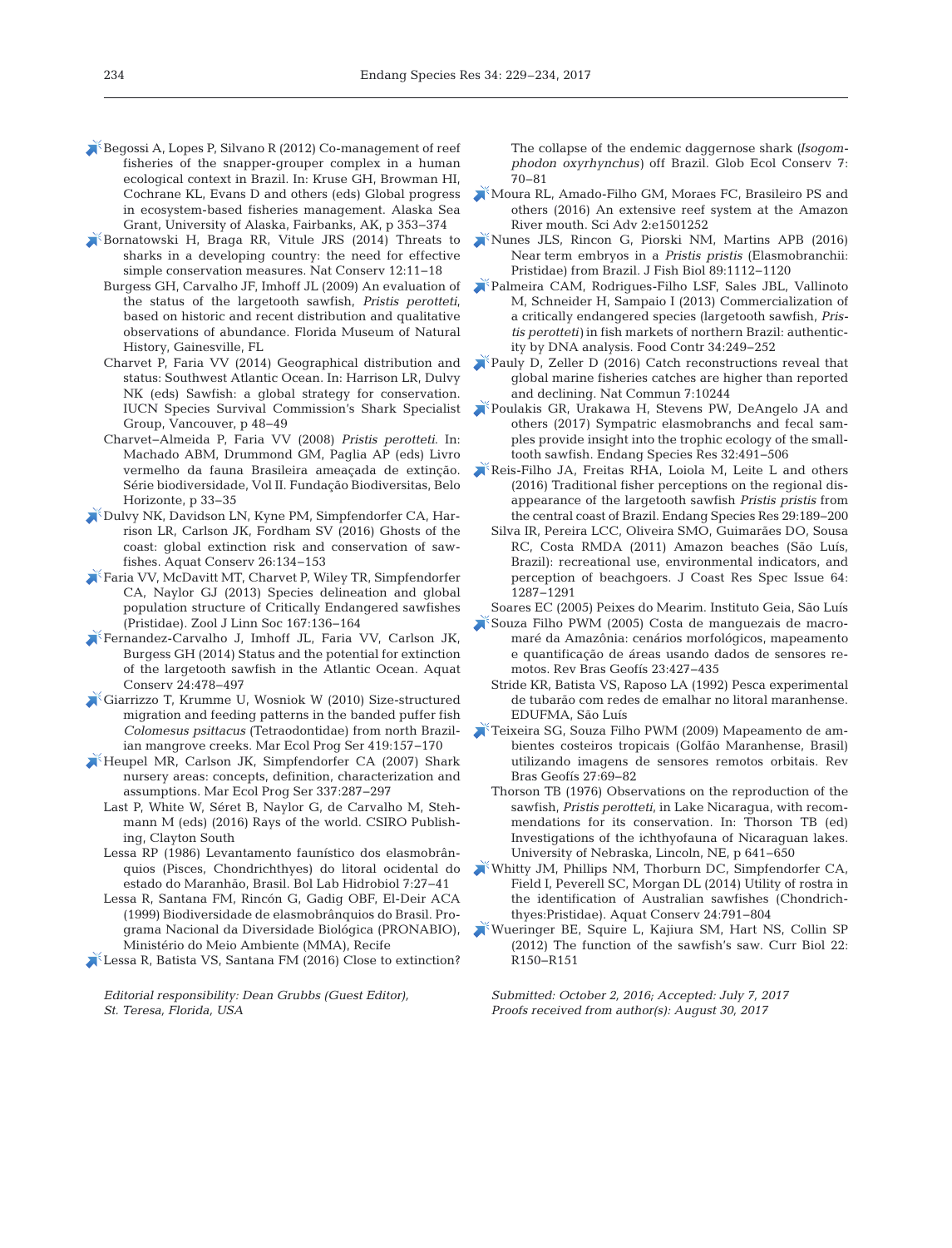Begossi A, Lopes P, Silvano R (2012) Co-management of reef fisheries of the snapper-grouper complex in a human ecological context in Brazil. In: Kruse GH, Browman HI, Cochrane KL, Evans D and others (eds) Global progress in ecosystem-based fisheries management. Alaska Sea Grant, University of Alaska, Fairbanks, AK, p 353−374

Bornatowski H, Braga RR, Vitule JRS (2014) Threats to sharks in a developing country: the need for effective simple conservation measures. Nat Conserv 12:11−18

Burgess GH, Carvalho JF, Imhoff JL (2009) An evaluation of the status of the largetooth sawfish, *Pristis perotteti*, based on historic and recent distribution and qualitative observations of abundance. Florida Museum of Natural History, Gainesville, FL

Charvet P, Faria VV (2014) Geographical distribution and status: Southwest Atlantic Ocean. In: Harrison LR, Dulvy NK (eds) Sawfish: a global strategy for conservation. IUCN Species Survival Commission's Shark Specialist Group, Vancouver, p 48−49

Charvet-Almeida P, Faria VV (2008) *Pristis perotteti*. In: Machado ABM, Drummond GM, Paglia AP (eds) Livro vermelho da fauna Brasileira ameaçada de extinção. Série biodiversidade, Vol II. Fundação Biodiversitas, Belo Horizonte, p 33−35

Dulvy NK, Davidson LN, Kyne PM, Simpfendorfer CA, Harrison LR, Carlson JK, Fordham SV (2016) Ghosts of the coast: global extinction risk and conservation of sawfishes. Aquat Conserv 26:134−153

Faria VV, McDavitt MT, Charvet P, Wiley TR, Simpfendorfer CA, Naylor GJ (2013) Species delineation and global population structure of Critically Endangered sawfishes (Pristidae). Zool J Linn Soc 167:136−164

Fernandez-Carvalho J, Imhoff JL, Faria VV, Carlson JK, Burgess GH (2014) Status and the potential for extinction of the largetooth sawfish in the Atlantic Ocean. Aquat Conserv 24:478−497

Giarrizzo T, Krumme U, Wosniok W (2010) Size-structured migration and feeding patterns in the banded puffer fish *Colomesus psittacus* (Tetraodontidae) from north Brazilian mangrove creeks. Mar Ecol Prog Ser 419:157−170

Heupel MR, Carlson JK, Simpfendorfer CA (2007) Shark nursery areas: concepts, definition, characterization and assumptions. Mar Ecol Prog Ser 337:287−297

Last P, White W, Séret B, Naylor G, de Carvalho M, Stehmann M (eds) (2016) Rays of the world. CSIRO Publishing, Clayton South

Lessa RP (1986) Levantamento faunístico dos elasmobrânquios (Pisces, Chondrichthyes) do litoral ocidental do estado do Maranhão, Brasil. Bol Lab Hidrobiol 7:27−41

Lessa R, Santana FM, Rincón G, Gadig OBF, El-Deir ACA (1999) Biodiversidade de elasmobrânquios do Brasil. Programa Nacional da Diversidade Biológica (PRONABIO), Ministério do Meio Ambiente (MMA), Recife

Lessa R, Batista VS, Santana FM (2016) Close to extinction? The collapse of the endemic daggernose shark (*Isogomphodon oxyrhynchus*) off Brazil. Glob Ecol Conserv 7: 70−81

Moura RL, Amado-Filho GM, Moraes FC, Brasileiro PS and others (2016) An extensive reef system at the Amazon River mouth. Sci Adv 2:e1501252

Nunes JLS, Rincon G, Piorski NM, Martins APB (2016) Near term embryos in a *Pristis pristis* (Elasmobranchii: Pristidae) from Brazil. J Fish Biol 89:1112−1120

Palmeira CAM, Rodrigues-Filho LSF, Sales JBL, Vallinoto M, Schneider H, Sampaio I (2013) Commercialization of a critically endangered species (largetooth sawfish, *Pristis perotteti*) in fish markets of northern Brazil: authenticity by DNA analysis. Food Contr 34:249−252

Pauly D, Zeller D (2016) Catch reconstructions reveal that global marine fisheries catches are higher than reported and declining. Nat Commun 7:10244

Poulakis GR, Urakawa H, Stevens PW, DeAngelo JA and others (2017) Sympatric elasmobranchs and fecal samples provide insight into the trophic ecology of the smalltooth sawfish. Endang Species Res 32:491−506

Reis-Filho JA, Freitas RHA, Loiola M, Leite L and others (2016) Traditional fisher perceptions on the regional disappearance of the largetooth sawfish *Pristis pristis* from the central coast of Brazil. Endang Species Res 29:189−200

Silva IR, Pereira LCC, Oliveira SMO, Guimarães DO, Sousa RC, Costa RMDA (2011) Amazon beaches (São Luís, Brazil): recreational use, environmental indicators, and perception of beachgoers. J Coast Res Spec Issue 64: 1287−1291

Soares EC (2005) Peixes do Mearim. Instituto Geia, São Luís

Souza Filho PWM (2005) Costa de manguezais de macromaré da Amazônia: cenários morfológicos, mapeamento e quantificação de áreas usando dados de sensores remotos. Rev Bras Geofís 23:427−435

Stride KR, Batista VS, Raposo LA (1992) Pesca experimental de tubarão com redes de emalhar no litoral maranhense. EDUFMA, São Luís

Teixeira SG, Souza Filho PWM (2009) Mapeamento de ambientes costeiros tropicais (Golfão Maranhense, Brasil) utilizando imagens de sensores remotos orbitais. Rev Bras Geofís 27:69−82

Thorson TB (1976) Observations on the reproduction of the sawfish, *Pristis perotteti*, in Lake Nicaragua, with recommendations for its conservation. In: Thorson TB (ed) Investigations of the ichthyofauna of Nicaraguan lakes. University of Nebraska, Lincoln, NE, p 641−650

Whitty JM, Phillips NM, Thorburn DC, Simpfendorfer CA, Field I, Peverell SC, Morgan DL (2014) Utility of rostra in the identification of Australian sawfishes (Chondrichthyes:Pristidae). Aquat Conserv 24:791−804

Wueringer BE, Squire L, Kajiura SM, Hart NS, Collin SP (2012) The function of the sawfish's saw. Curr Biol 22: R150−R151

*Editorial responsibility: Dean Grubbs (Guest Editor), St. Teresa, Florida, USA*

*Submitted: October 2, 2016; Accepted: July 7, 2017*
*Proofs received from author(s): August 30, 2017*